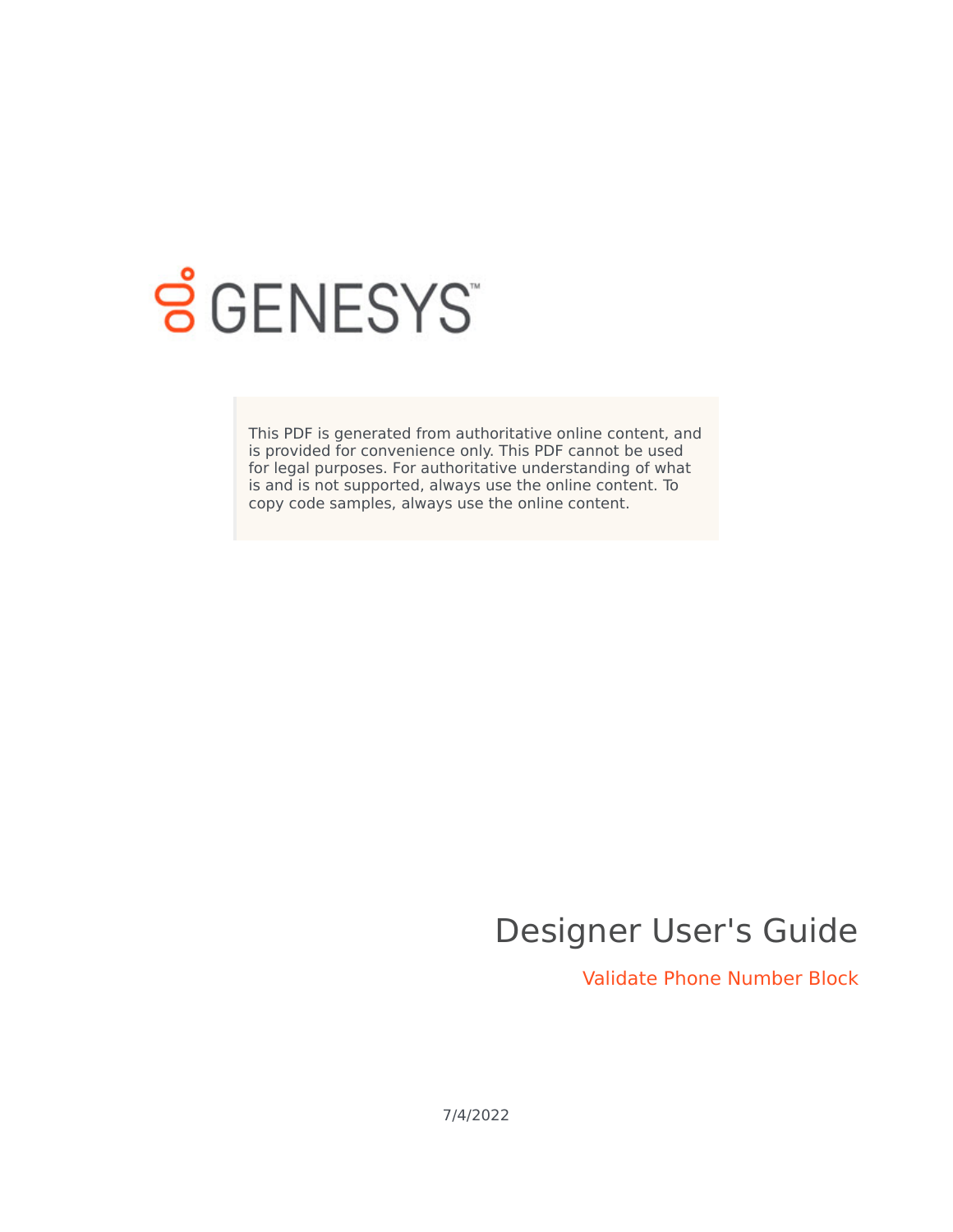GENESYS

This PDF is generated from authoritative online content, and is provided for convenience only. This PDF cannot be used for legal purposes. For authoritative understanding of what is and is not supported, always use the online content. To copy code samples, always use the online content.

# Designer User's Guide

## Validate Phone Number Block

7/4/2022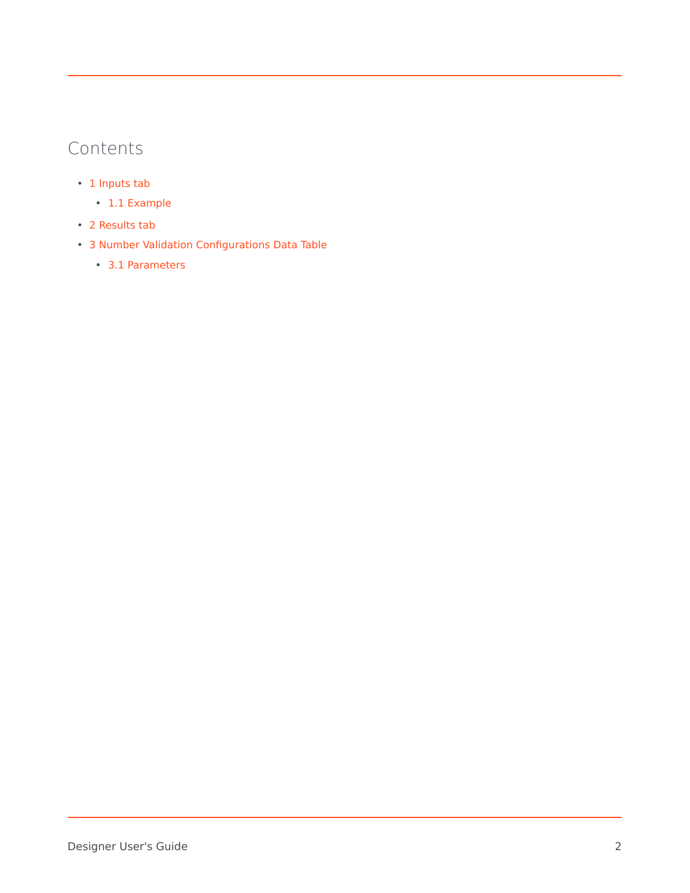## Contents

- 1 Inputs tab
  - 1.1 Example
- 2 Results tab
- 3 Number Validation Configurations Data Table
  - 3.1 Parameters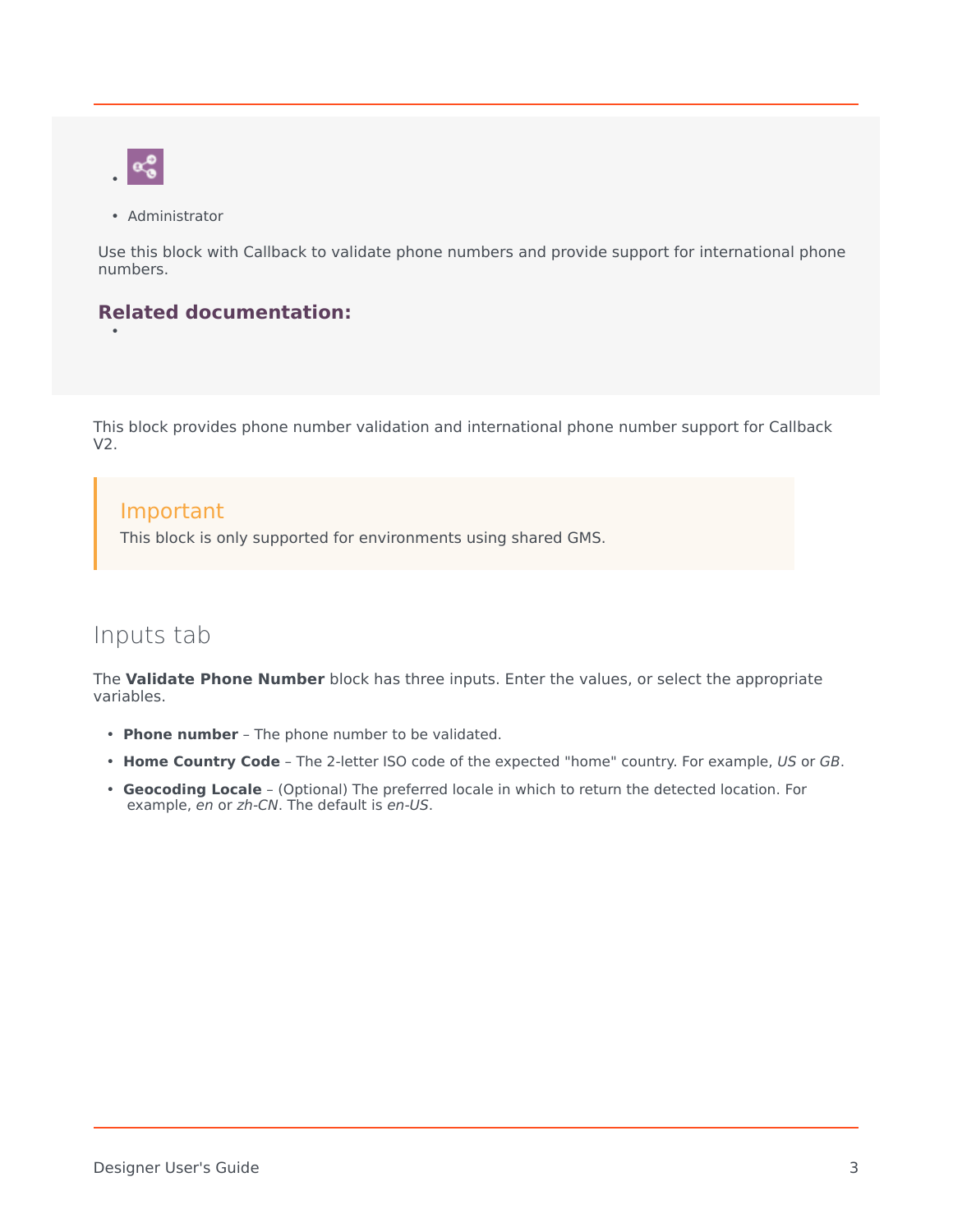- Administrator

Use this block with Callback to validate phone numbers and provide support for international phone numbers.

**Related documentation:**

- 

This block provides phone number validation and international phone number support for Callback V2.

> **Important**
>
> This block is only supported for environments using shared GMS.

## Inputs tab

The **Validate Phone Number** block has three inputs. Enter the values, or select the appropriate variables.

- **Phone number** – The phone number to be validated.
- **Home Country Code** – The 2-letter ISO code of the expected "home" country. For example, *US* or *GB*.
- **Geocoding Locale** – (Optional) The preferred locale in which to return the detected location. For example, *en* or *zh-CN*. The default is *en-US*.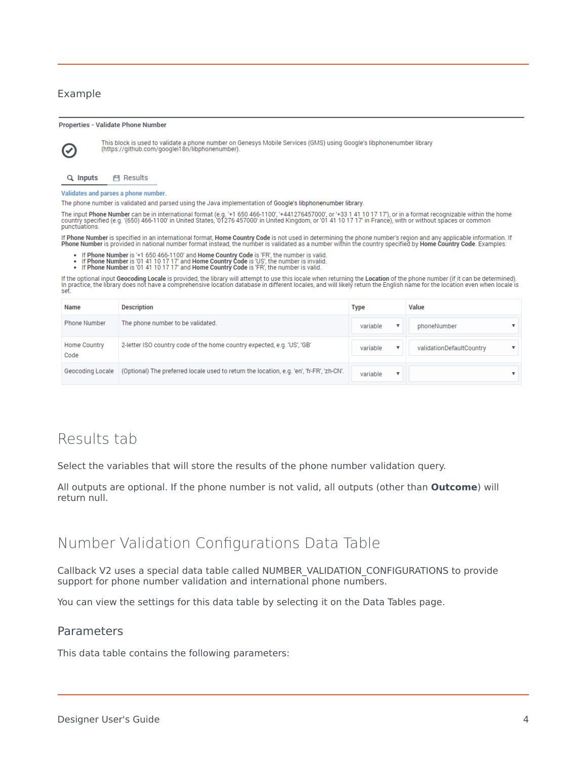Example

**Properties - Validate Phone Number**

This block is used to validate a phone number on Genesys Mobile Services (GMS) using Google's libphonenumber library (https://github.com/googlei18n/libphonenumber).

Inputs | Results

**Validates and parses a phone number.**

The phone number is validated and parsed using the Java implementation of Google's **libphonenumber** library.

The input **Phone Number** can be in international format (e.g. '+1 650 466-1100', '+441276457000', or '+33 1 41 10 17 17'), or in a format recognizable within the home country specified (e.g. '(650) 466-1100' in United States, '01276 457000' in United Kingdom, or '01 41 10 17 17' in France), with or without spaces or common punctuations.

If **Phone Number** is specified in an international format, **Home Country Code** is not used in determining the phone number's region and any applicable information. If **Phone Number** is provided in national number format instead, the number is validated as a number within the country specified by **Home Country Code**. Examples:

- If **Phone Number** is '+1 650 466-1100' and **Home Country Code** is 'FR', the number is valid.
- If **Phone Number** is '01 41 10 17 17' and **Home Country Code** is 'US', the number is invalid.
- If **Phone Number** is '01 41 10 17 17' and **Home Country Code** is 'FR', the number is valid.

If the optional input **Geocoding Locale** is provided, the library will attempt to use this locale when returning the **Location** of the phone number (if it can be determined). In practice, the library does not have a comprehensive location database in different locales, and will likely return the English name for the location even when locale is set.

| Name | Description | Type | Value |
|---|---|---|---|
| Phone Number | The phone number to be validated. | variable | phoneNumber |
| Home Country Code | 2-letter ISO country code of the home country expected, e.g. 'US', 'GB' | variable | validationDefaultCountry |
| Geocoding Locale | (Optional) The preferred locale used to return the location, e.g. 'en', 'fr-FR', 'zh-CN'. | variable | |

## Results tab

Select the variables that will store the results of the phone number validation query.

All outputs are optional. If the phone number is not valid, all outputs (other than **Outcome**) will return null.

## Number Validation Configurations Data Table

Callback V2 uses a special data table called NUMBER_VALIDATION_CONFIGURATIONS to provide support for phone number validation and international phone numbers.

You can view the settings for this data table by selecting it on the Data Tables page.

### Parameters

This data table contains the following parameters: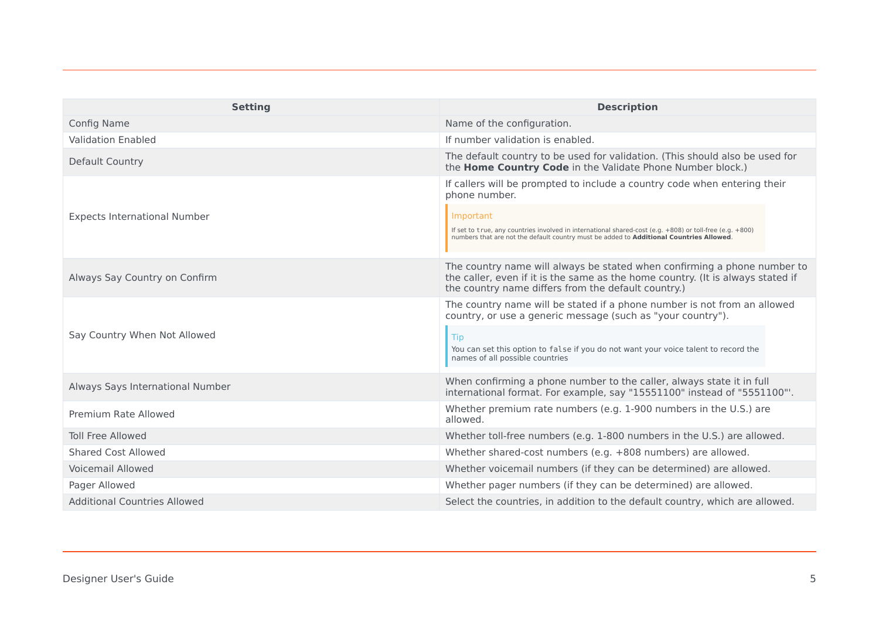| Setting | Description |
| --- | --- |
| Config Name | Name of the configuration. |
| Validation Enabled | If number validation is enabled. |
| Default Country | The default country to be used for validation. (This should also be used for the **Home Country Code** in the Validate Phone Number block.) |
| Expects International Number | If callers will be prompted to include a country code when entering their phone number.<br><br>Important<br>If set to `true`, any countries involved in international shared-cost (e.g. +808) or toll-free (e.g. +800) numbers that are not the default country must be added to **Additional Countries Allowed**. |
| Always Say Country on Confirm | The country name will always be stated when confirming a phone number to the caller, even if it is the same as the home country. (It is always stated if the country name differs from the default country.) |
| Say Country When Not Allowed | The country name will be stated if a phone number is not from an allowed country, or use a generic message (such as "your country").<br><br>Tip<br>You can set this option to `false` if you do not want your voice talent to record the names of all possible countries |
| Always Says International Number | When confirming a phone number to the caller, always state it in full international format. For example, say "15551100" instead of "5551100"'. |
| Premium Rate Allowed | Whether premium rate numbers (e.g. 1-900 numbers in the U.S.) are allowed. |
| Toll Free Allowed | Whether toll-free numbers (e.g. 1-800 numbers in the U.S.) are allowed. |
| Shared Cost Allowed | Whether shared-cost numbers (e.g. +808 numbers) are allowed. |
| Voicemail Allowed | Whether voicemail numbers (if they can be determined) are allowed. |
| Pager Allowed | Whether pager numbers (if they can be determined) are allowed. |
| Additional Countries Allowed | Select the countries, in addition to the default country, which are allowed. |